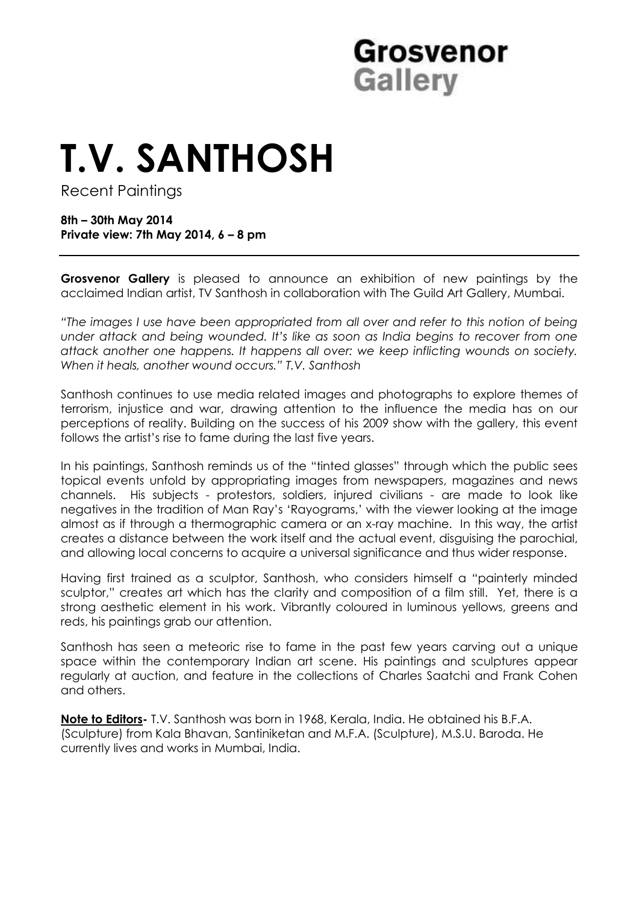Grosvenor Gallery

# T.V. SANTHOSH

Recent Paintings

**8th – 30th May 2014**
**Private view: 7th May 2014, 6 – 8 pm**

---

**Grosvenor Gallery** is pleased to announce an exhibition of new paintings by the acclaimed Indian artist, TV Santhosh in collaboration with The Guild Art Gallery, Mumbai.

*"The images I use have been appropriated from all over and refer to this notion of being under attack and being wounded. It's like as soon as India begins to recover from one attack another one happens. It happens all over: we keep inflicting wounds on society. When it heals, another wound occurs." T.V. Santhosh*

Santhosh continues to use media related images and photographs to explore themes of terrorism, injustice and war, drawing attention to the influence the media has on our perceptions of reality. Building on the success of his 2009 show with the gallery, this event follows the artist's rise to fame during the last five years.

In his paintings, Santhosh reminds us of the "tinted glasses" through which the public sees topical events unfold by appropriating images from newspapers, magazines and news channels. His subjects - protestors, soldiers, injured civilians - are made to look like negatives in the tradition of Man Ray's 'Rayograms,' with the viewer looking at the image almost as if through a thermographic camera or an x-ray machine. In this way, the artist creates a distance between the work itself and the actual event, disguising the parochial, and allowing local concerns to acquire a universal significance and thus wider response.

Having first trained as a sculptor, Santhosh, who considers himself a "painterly minded sculptor," creates art which has the clarity and composition of a film still. Yet, there is a strong aesthetic element in his work. Vibrantly coloured in luminous yellows, greens and reds, his paintings grab our attention.

Santhosh has seen a meteoric rise to fame in the past few years carving out a unique space within the contemporary Indian art scene. His paintings and sculptures appear regularly at auction, and feature in the collections of Charles Saatchi and Frank Cohen and others.

**Note to Editors-** T.V. Santhosh was born in 1968, Kerala, India. He obtained his B.F.A. (Sculpture) from Kala Bhavan, Santiniketan and M.F.A. (Sculpture), M.S.U. Baroda. He currently lives and works in Mumbai, India.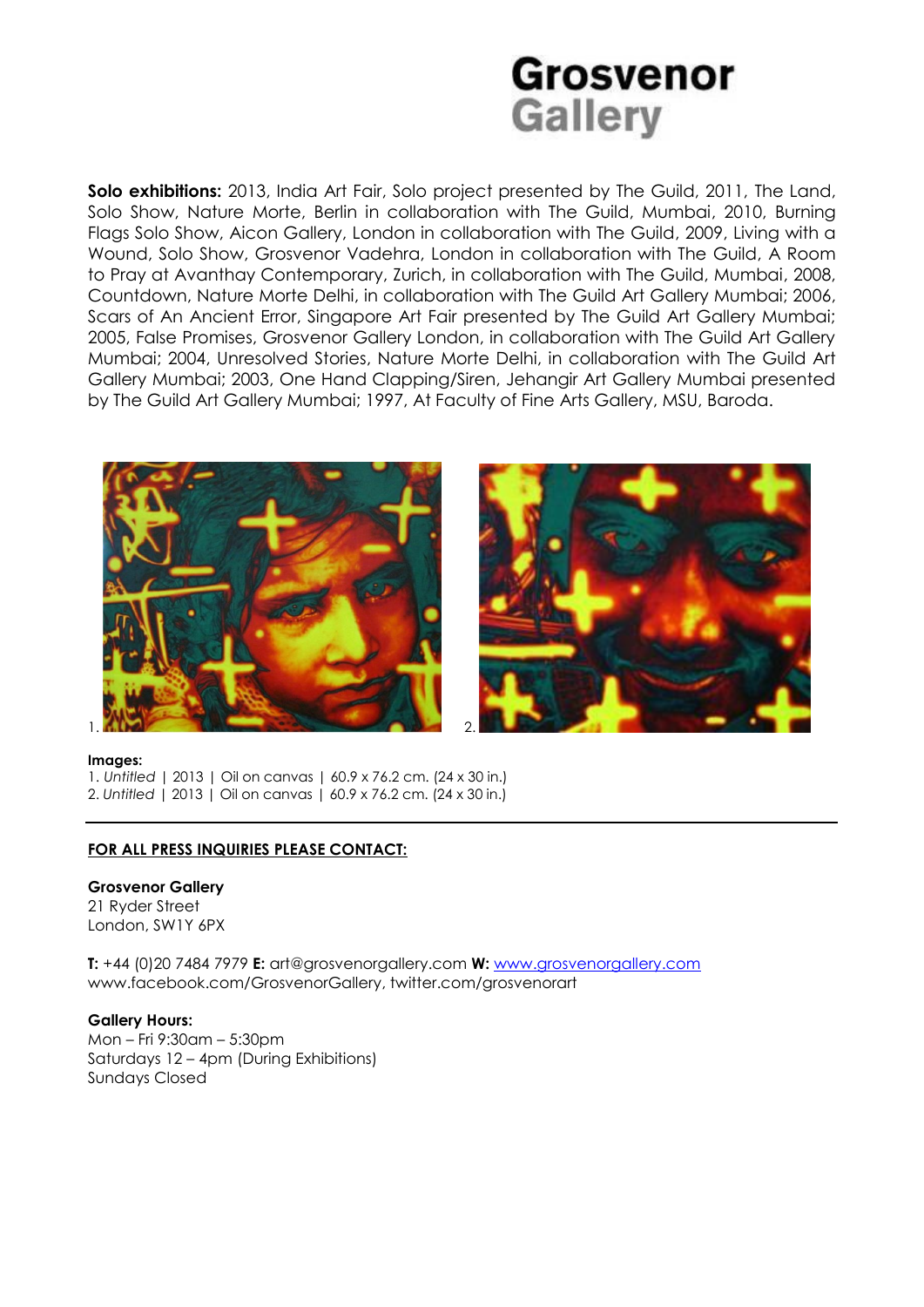# Grosvenor Gallery

**Solo exhibitions:** 2013, India Art Fair, Solo project presented by The Guild, 2011, The Land, Solo Show, Nature Morte, Berlin in collaboration with The Guild, Mumbai, 2010, Burning Flags Solo Show, Aicon Gallery, London in collaboration with The Guild, 2009, Living with a Wound, Solo Show, Grosvenor Vadehra, London in collaboration with The Guild, A Room to Pray at Avanthay Contemporary, Zurich, in collaboration with The Guild, Mumbai, 2008, Countdown, Nature Morte Delhi, in collaboration with The Guild Art Gallery Mumbai; 2006, Scars of An Ancient Error, Singapore Art Fair presented by The Guild Art Gallery Mumbai; 2005, False Promises, Grosvenor Gallery London, in collaboration with The Guild Art Gallery Mumbai; 2004, Unresolved Stories, Nature Morte Delhi, in collaboration with The Guild Art Gallery Mumbai; 2003, One Hand Clapping/Siren, Jehangir Art Gallery Mumbai presented by The Guild Art Gallery Mumbai; 1997, At Faculty of Fine Arts Gallery, MSU, Baroda.

1.

2.

**Images:**
1. *Untitled* | 2013 | Oil on canvas | 60.9 x 76.2 cm. (24 x 30 in.)
2. *Untitled* | 2013 | Oil on canvas | 60.9 x 76.2 cm. (24 x 30 in.)

---

**FOR ALL PRESS INQUIRIES PLEASE CONTACT:**

**Grosvenor Gallery**
21 Ryder Street
London, SW1Y 6PX

**T:** +44 (0)20 7484 7979 **E:** art@grosvenorgallery.com **W:** www.grosvenorgallery.com
www.facebook.com/GrosvenorGallery, twitter.com/grosvenorart

**Gallery Hours:**
Mon – Fri 9:30am – 5:30pm
Saturdays 12 – 4pm (During Exhibitions)
Sundays Closed